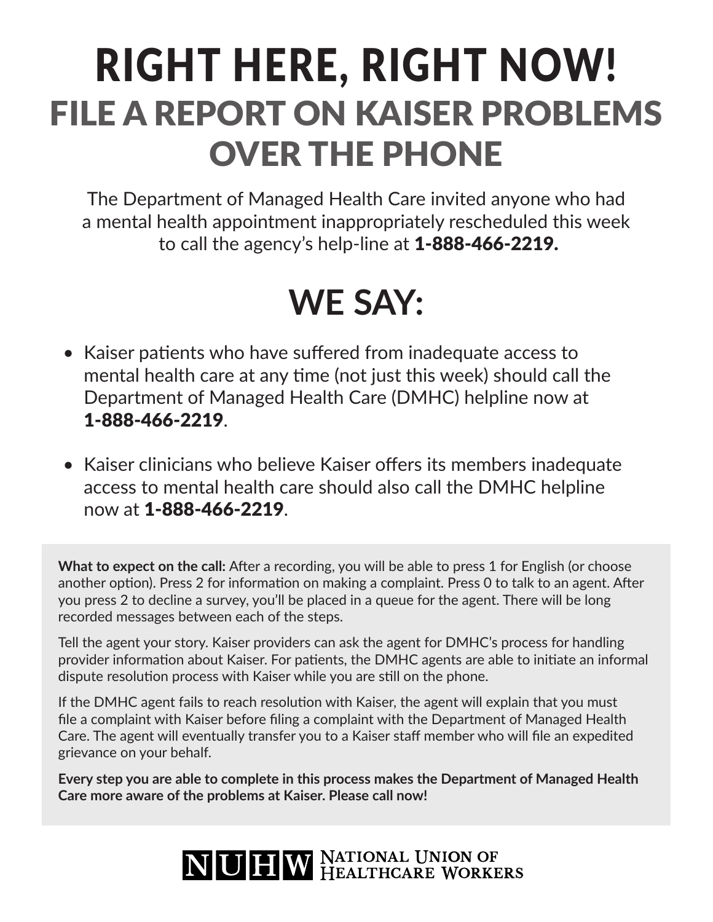# RIGHT HERE, RIGHT NOW!

## FILE A REPORT ON KAISER PROBLEMS OVER THE PHONE

The Department of Managed Health Care invited anyone who had a mental health appointment inappropriately rescheduled this week to call the agency's help-line at **1-888-466-2219.**

## WE SAY:

- Kaiser patients who have suffered from inadequate access to mental health care at any time (not just this week) should call the Department of Managed Health Care (DMHC) helpline now at **1-888-466-2219**.
- Kaiser clinicians who believe Kaiser offers its members inadequate access to mental health care should also call the DMHC helpline now at **1-888-466-2219**.

**What to expect on the call:** After a recording, you will be able to press 1 for English (or choose another option). Press 2 for information on making a complaint. Press 0 to talk to an agent. After you press 2 to decline a survey, you'll be placed in a queue for the agent. There will be long recorded messages between each of the steps.

Tell the agent your story. Kaiser providers can ask the agent for DMHC's process for handling provider information about Kaiser. For patients, the DMHC agents are able to initiate an informal dispute resolution process with Kaiser while you are still on the phone.

If the DMHC agent fails to reach resolution with Kaiser, the agent will explain that you must file a complaint with Kaiser before filing a complaint with the Department of Managed Health Care. The agent will eventually transfer you to a Kaiser staff member who will file an expedited grievance on your behalf.

**Every step you are able to complete in this process makes the Department of Managed Health Care more aware of the problems at Kaiser. Please call now!**

NUHW NATIONAL UNION OF HEALTHCARE WORKERS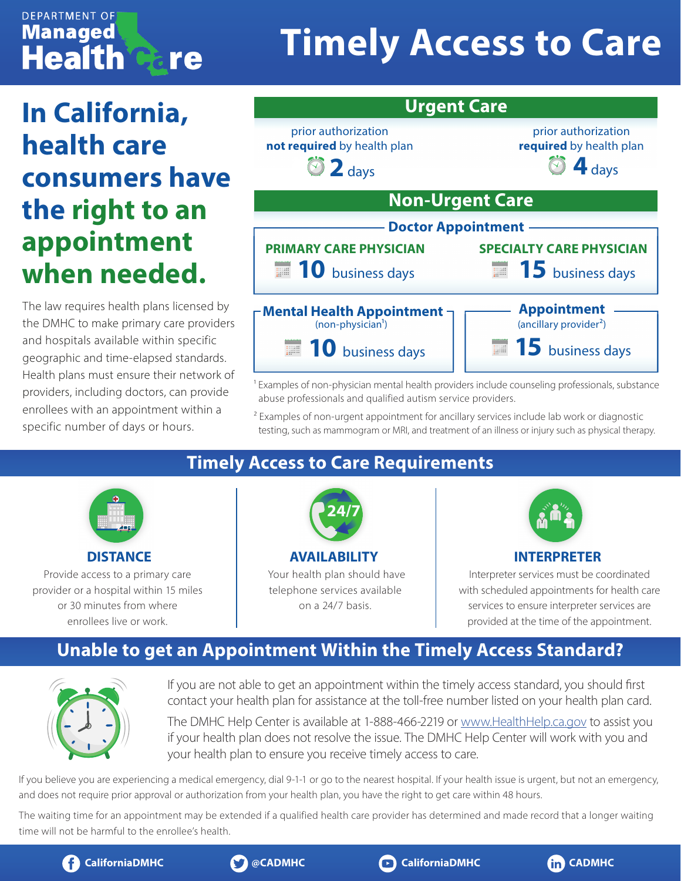DEPARTMENT OF Managed Health Care

# Timely Access to Care

## In California, health care consumers have the right to an appointment when needed.

The law requires health plans licensed by the DMHC to make primary care providers and hospitals available within specific geographic and time-elapsed standards. Health plans must ensure their network of providers, including doctors, can provide enrollees with an appointment within a specific number of days or hours.

### Urgent Care

prior authorization **not required** by health plan
**2** days

prior authorization **required** by health plan
**4** days

### Non-Urgent Care

#### Doctor Appointment

**PRIMARY CARE PHYSICIAN**
**10** business days

**SPECIALTY CARE PHYSICIAN**
**15** business days

#### Mental Health Appointment
(non-physician[1])
**10** business days

#### Appointment
(ancillary provider[2])
**15** business days

[1] Examples of non-physician mental health providers include counseling professionals, substance abuse professionals and qualified autism service providers.

[2] Examples of non-urgent appointment for ancillary services include lab work or diagnostic testing, such as mammogram or MRI, and treatment of an illness or injury such as physical therapy.

## Timely Access to Care Requirements

### DISTANCE

Provide access to a primary care provider or a hospital within 15 miles or 30 minutes from where enrollees live or work.

### AVAILABILITY

Your health plan should have telephone services available on a 24/7 basis.

### INTERPRETER

Interpreter services must be coordinated with scheduled appointments for health care services to ensure interpreter services are provided at the time of the appointment.

## Unable to get an Appointment Within the Timely Access Standard?

If you are not able to get an appointment within the timely access standard, you should first contact your health plan for assistance at the toll-free number listed on your health plan card.

The DMHC Help Center is available at 1-888-466-2219 or www.HealthHelp.ca.gov to assist you if your health plan does not resolve the issue. The DMHC Help Center will work with you and your health plan to ensure you receive timely access to care.

If you believe you are experiencing a medical emergency, dial 9-1-1 or go to the nearest hospital. If your health issue is urgent, but not an emergency, and does not require prior approval or authorization from your health plan, you have the right to get care within 48 hours.

The waiting time for an appointment may be extended if a qualified health care provider has determined and made record that a longer waiting time will not be harmful to the enrollee's health.

CaliforniaDMHC | @CADMHC | CaliforniaDMHC | CADMHC